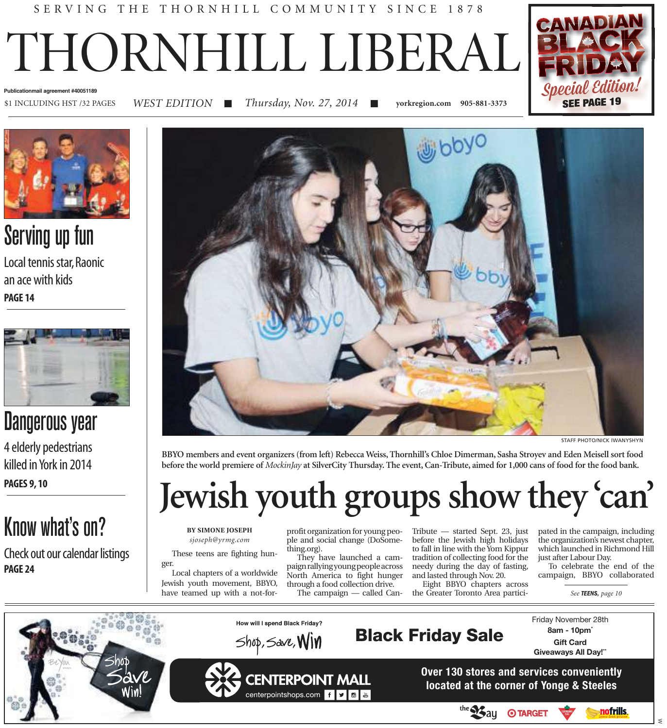SERVING THE THORNHILL COMMUNITY SINCE 1878

# THORNHILL LIBERAL

Publicationmail agreement #40051189

$1 INCLUDING HST /32 PAGES | *WEST EDITION* | *Thursday, Nov. 27, 2014* | yorkregion.com | 905-881-3373

**CANADIAN BLACK FRIDAY** *Special Edition!* **SEE PAGE 19**

## Serving up fun

Local tennis star, Raonic an ace with kids

**PAGE 14**

## Dangerous year

4 elderly pedestrians killed in York in 2014

**PAGES 9, 10**

## Know what's on?

Check out our calendar listings

**PAGE 24**

STAFF PHOTO/NICK IWANYSHYN

**BBYO members and event organizers (from left) Rebecca Weiss, Thornhill's Chloe Dimerman, Sasha Stroyev and Eden Meisell sort food before the world premiere of *MockinJay* at SilverCity Thursday. The event, Can-Tribute, aimed for 1,000 cans of food for the food bank.**

# Jewish youth groups show they 'can'

**BY SIMONE JOSEPH**
*sjoseph@yrmg.com*

These teens are fighting hunger.

Local chapters of a worldwide Jewish youth movement, BBYO, have teamed up with a not-for-profit organization for young people and social change (DoSomething.org).

They have launched a campaign rallying young people across North America to fight hunger through a food collection drive.

The campaign — called Can-Tribute — started Sept. 23, just before the Jewish high holidays to fall in line with the Yom Kippur tradition of collecting food for the needy during the day of fasting, and lasted through Nov. 20.

Eight BBYO chapters across the Greater Toronto Area participated in the campaign, including the organization's newest chapter, which launched in Richmond Hill just after Labour Day.

To celebrate the end of the campaign, BBYO collaborated

*See **TEENS**, page 10*

How will I spend Black Friday? Shop, Save, Win

**Black Friday Sale**

Friday November 28th
**8am - 10pm***
**Gift Card Giveaways All Day!****

**CENTERPOINT MALL**
centerpointshops.com

**Over 130 stores and services conveniently located at the corner of Yonge & Steeles**

the Bay | TARGET | Canadian Tire | nofrills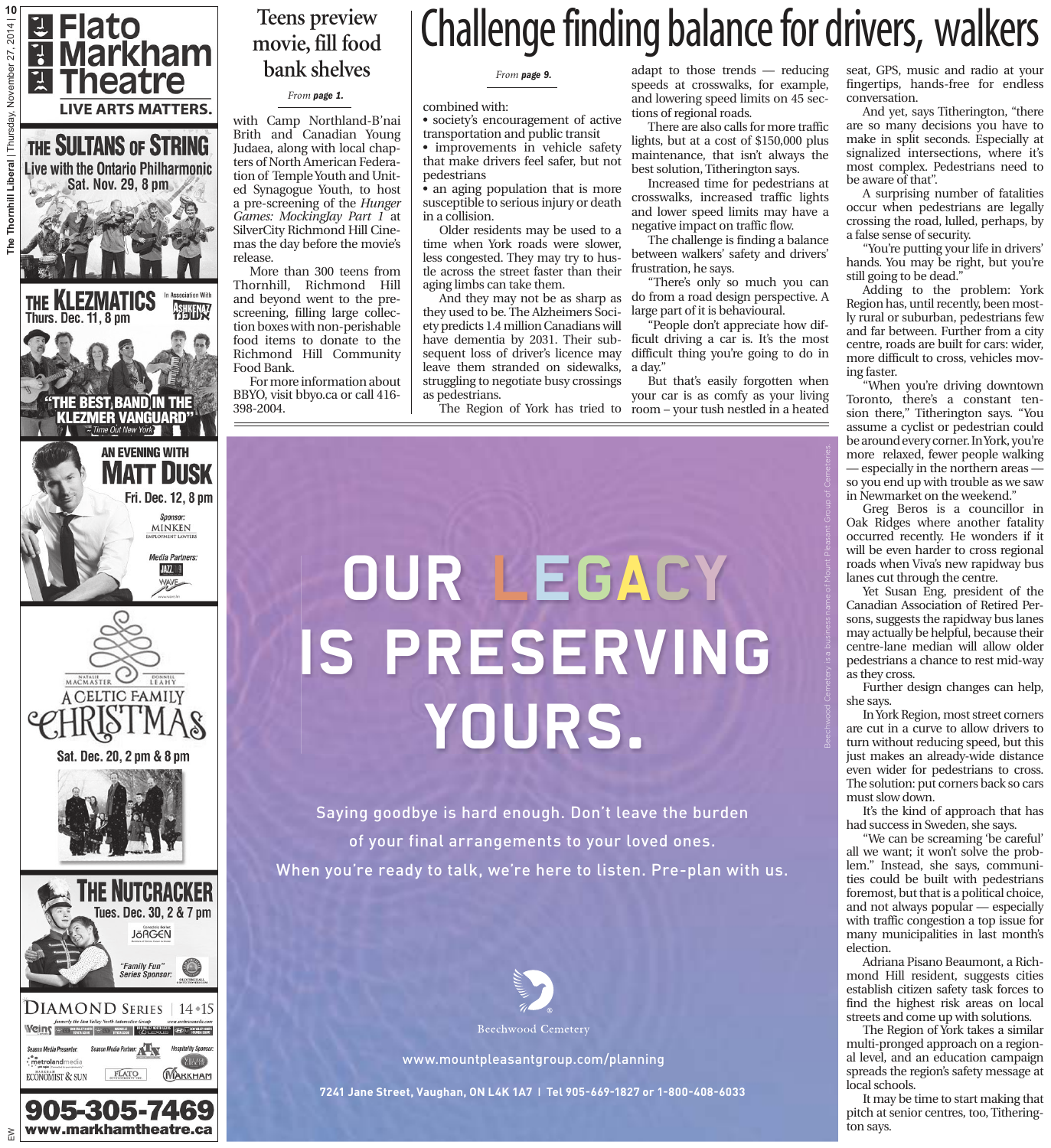# Teens preview movie, fill food bank shelves

*From page 1.*

with Camp Northland-B'nai Brith and Canadian Young Judaea, along with local chapters of North American Federation of Temple Youth and United Synagogue Youth, to host a pre-screening of the *Hunger Games: Mockingjay Part 1* at SilverCity Richmond Hill Cinemas the day before the movie's release.

More than 300 teens from Thornhill, Richmond Hill and beyond went to the pre-screening, filling large collection boxes with non-perishable food items to donate to the Richmond Hill Community Food Bank.

For more information about BBYO, visit bbyo.ca or call 416-398-2004.

# Challenge finding balance for drivers, walkers

*From page 9.*

combined with:

- society's encouragement of active transportation and public transit
- improvements in vehicle safety that make drivers feel safer, but not pedestrians
- an aging population that is more susceptible to serious injury or death in a collision.

Older residents may be used to a time when York roads were slower, less congested. They may try to hustle across the street faster than their aging limbs can take them.

And they may not be as sharp as they used to be. The Alzheimers Society predicts 1.4 million Canadians will have dementia by 2031. Their subsequent loss of driver's licence may leave them stranded on sidewalks, struggling to negotiate busy crossings as pedestrians.

The Region of York has tried to adapt to those trends — reducing speeds at crosswalks, for example, and lowering speed limits on 45 sections of regional roads.

There are also calls for more traffic lights, but at a cost of $150,000 plus maintenance, that isn't always the best solution, Titherington says.

Increased time for pedestrians at crosswalks, increased traffic lights and lower speed limits may have a negative impact on traffic flow.

The challenge is finding a balance between walkers' safety and drivers' frustration, he says.

"There's only so much you can do from a road design perspective. A large part of it is behavioural.

"People don't appreciate how difficult driving a car is. It's the most difficult thing you're going to do in a day."

But that's easily forgotten when your car is as comfy as your living room – your tush nestled in a heated seat, GPS, music and radio at your fingertips, hands-free for endless conversation.

And yet, says Titherington, "there are so many decisions you have to make in split seconds. Especially at signalized intersections, where it's most complex. Pedestrians need to be aware of that".

A surprising number of fatalities occur when pedestrians are legally crossing the road, lulled, perhaps, by a false sense of security.

"You're putting your life in drivers' hands. You may be right, but you're still going to be dead."

Adding to the problem: York Region has, until recently, been mostly rural or suburban, pedestrians few and far between. Further from a city centre, roads are built for cars: wider, more difficult to cross, vehicles moving faster.

"When you're driving downtown Toronto, there's a constant tension there," Titherington says. "You assume a cyclist or pedestrian could be around every corner. In York, you're more relaxed, fewer people walking — especially in the northern areas — so you end up with trouble as we saw in Newmarket on the weekend."

Greg Beros is a councillor in Oak Ridges where another fatality occurred recently. He wonders if it will be even harder to cross regional roads when Viva's new rapidway bus lanes cut through the centre.

Yet Susan Eng, president of the Canadian Association of Retired Persons, suggests the rapidway bus lanes may actually be helpful, because their centre-lane median will allow older pedestrians a chance to rest mid-way as they cross.

Further design changes can help, she says.

In York Region, most street corners are cut in a curve to allow drivers to turn without reducing speed, but this just makes an already-wide distance even wider for pedestrians to cross. The solution: put corners back so cars must slow down.

It's the kind of approach that has had success in Sweden, she says.

"We can be screaming 'be careful' all we want; it won't solve the problem." Instead, she says, communities could be built with pedestrians foremost, but that is a political choice, and not always popular — especially with traffic congestion a top issue for many municipalities in last month's election.

Adriana Pisano Beaumont, a Richmond Hill resident, suggests cities establish citizen safety task forces to find the highest risk areas on local streets and come up with solutions.

The Region of York takes a similar multi-pronged approach on a regional level, and an education campaign spreads the region's safety message at local schools.

It may be time to start making that pitch at senior centres, too, Titherington says.